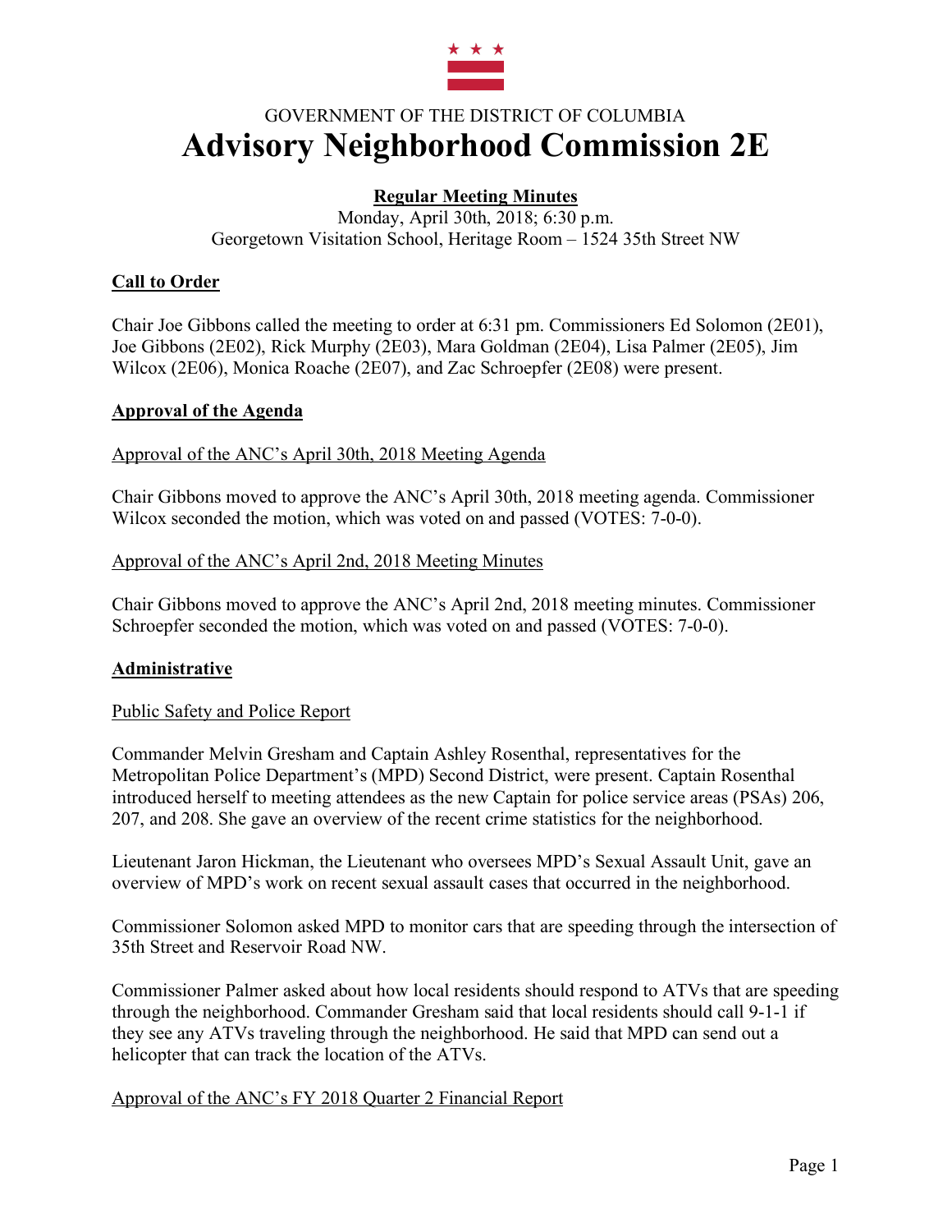GOVERNMENT OF THE DISTRICT OF COLUMBIA

# Advisory Neighborhood Commission 2E

**Regular Meeting Minutes**

Monday, April 30th, 2018; 6:30 p.m.
Georgetown Visitation School, Heritage Room – 1524 35th Street NW

## Call to Order

Chair Joe Gibbons called the meeting to order at 6:31 pm. Commissioners Ed Solomon (2E01), Joe Gibbons (2E02), Rick Murphy (2E03), Mara Goldman (2E04), Lisa Palmer (2E05), Jim Wilcox (2E06), Monica Roache (2E07), and Zac Schroepfer (2E08) were present.

## Approval of the Agenda

### Approval of the ANC's April 30th, 2018 Meeting Agenda

Chair Gibbons moved to approve the ANC's April 30th, 2018 meeting agenda. Commissioner Wilcox seconded the motion, which was voted on and passed (VOTES: 7-0-0).

### Approval of the ANC's April 2nd, 2018 Meeting Minutes

Chair Gibbons moved to approve the ANC's April 2nd, 2018 meeting minutes. Commissioner Schroepfer seconded the motion, which was voted on and passed (VOTES: 7-0-0).

## Administrative

### Public Safety and Police Report

Commander Melvin Gresham and Captain Ashley Rosenthal, representatives for the Metropolitan Police Department's (MPD) Second District, were present. Captain Rosenthal introduced herself to meeting attendees as the new Captain for police service areas (PSAs) 206, 207, and 208. She gave an overview of the recent crime statistics for the neighborhood.

Lieutenant Jaron Hickman, the Lieutenant who oversees MPD's Sexual Assault Unit, gave an overview of MPD's work on recent sexual assault cases that occurred in the neighborhood.

Commissioner Solomon asked MPD to monitor cars that are speeding through the intersection of 35th Street and Reservoir Road NW.

Commissioner Palmer asked about how local residents should respond to ATVs that are speeding through the neighborhood. Commander Gresham said that local residents should call 9-1-1 if they see any ATVs traveling through the neighborhood. He said that MPD can send out a helicopter that can track the location of the ATVs.

### Approval of the ANC's FY 2018 Quarter 2 Financial Report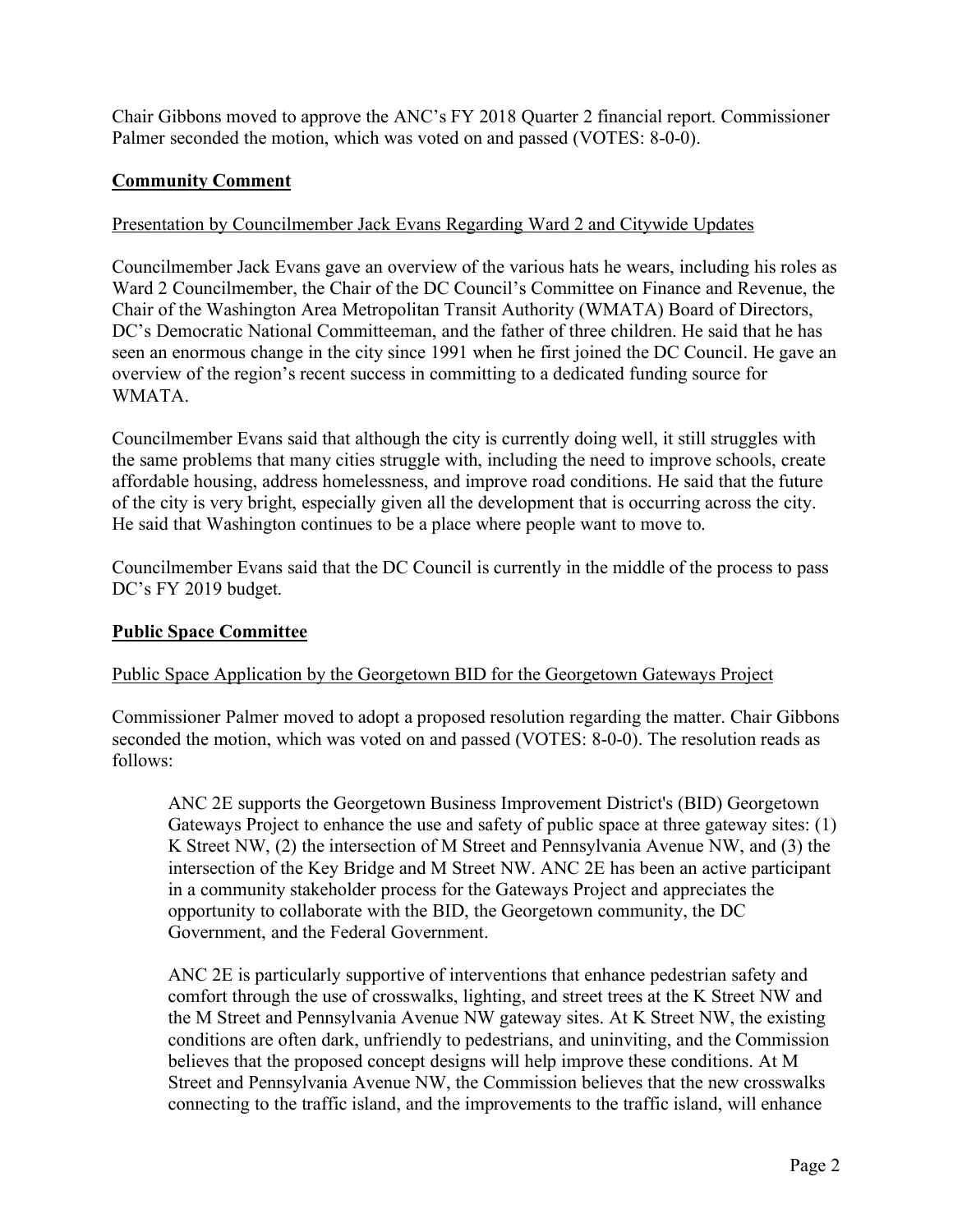Chair Gibbons moved to approve the ANC's FY 2018 Quarter 2 financial report. Commissioner Palmer seconded the motion, which was voted on and passed (VOTES: 8-0-0).

## Community Comment

### Presentation by Councilmember Jack Evans Regarding Ward 2 and Citywide Updates

Councilmember Jack Evans gave an overview of the various hats he wears, including his roles as Ward 2 Councilmember, the Chair of the DC Council's Committee on Finance and Revenue, the Chair of the Washington Area Metropolitan Transit Authority (WMATA) Board of Directors, DC's Democratic National Committeeman, and the father of three children. He said that he has seen an enormous change in the city since 1991 when he first joined the DC Council. He gave an overview of the region's recent success in committing to a dedicated funding source for WMATA.

Councilmember Evans said that although the city is currently doing well, it still struggles with the same problems that many cities struggle with, including the need to improve schools, create affordable housing, address homelessness, and improve road conditions. He said that the future of the city is very bright, especially given all the development that is occurring across the city. He said that Washington continues to be a place where people want to move to.

Councilmember Evans said that the DC Council is currently in the middle of the process to pass DC's FY 2019 budget.

## Public Space Committee

### Public Space Application by the Georgetown BID for the Georgetown Gateways Project

Commissioner Palmer moved to adopt a proposed resolution regarding the matter. Chair Gibbons seconded the motion, which was voted on and passed (VOTES: 8-0-0). The resolution reads as follows:

> ANC 2E supports the Georgetown Business Improvement District's (BID) Georgetown Gateways Project to enhance the use and safety of public space at three gateway sites: (1) K Street NW, (2) the intersection of M Street and Pennsylvania Avenue NW, and (3) the intersection of the Key Bridge and M Street NW. ANC 2E has been an active participant in a community stakeholder process for the Gateways Project and appreciates the opportunity to collaborate with the BID, the Georgetown community, the DC Government, and the Federal Government.
>
> ANC 2E is particularly supportive of interventions that enhance pedestrian safety and comfort through the use of crosswalks, lighting, and street trees at the K Street NW and the M Street and Pennsylvania Avenue NW gateway sites. At K Street NW, the existing conditions are often dark, unfriendly to pedestrians, and uninviting, and the Commission believes that the proposed concept designs will help improve these conditions. At M Street and Pennsylvania Avenue NW, the Commission believes that the new crosswalks connecting to the traffic island, and the improvements to the traffic island, will enhance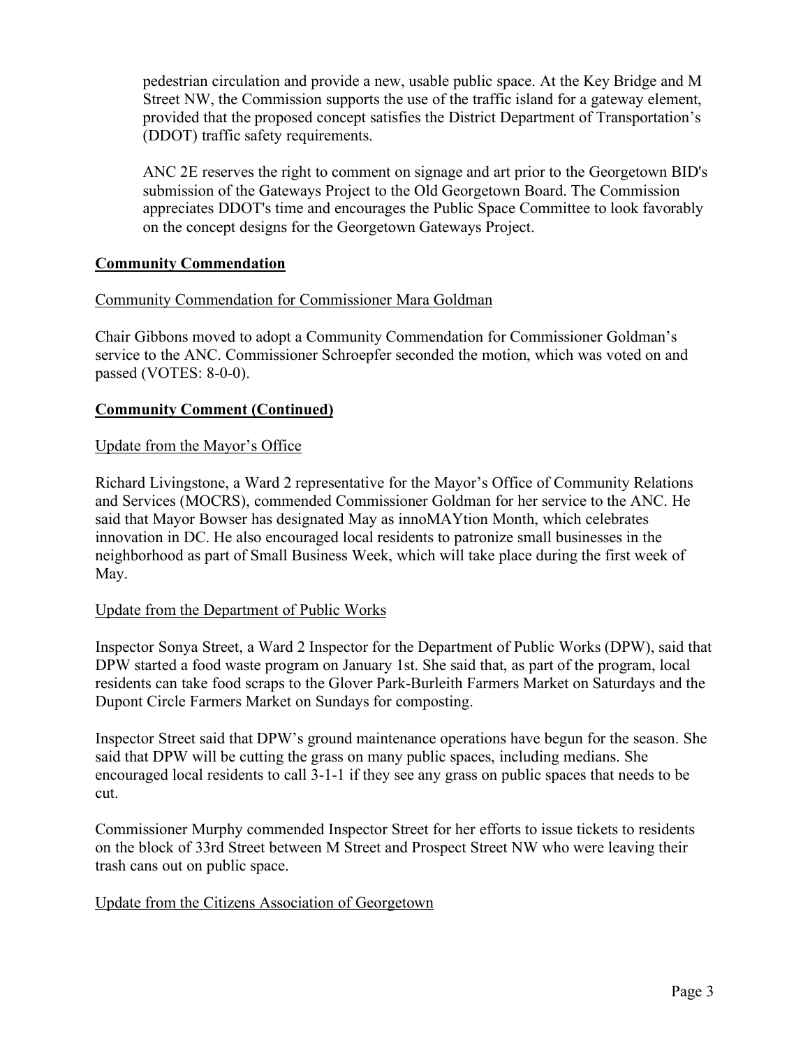pedestrian circulation and provide a new, usable public space. At the Key Bridge and M Street NW, the Commission supports the use of the traffic island for a gateway element, provided that the proposed concept satisfies the District Department of Transportation's (DDOT) traffic safety requirements.

ANC 2E reserves the right to comment on signage and art prior to the Georgetown BID's submission of the Gateways Project to the Old Georgetown Board. The Commission appreciates DDOT's time and encourages the Public Space Committee to look favorably on the concept designs for the Georgetown Gateways Project.

## Community Commendation

Community Commendation for Commissioner Mara Goldman

Chair Gibbons moved to adopt a Community Commendation for Commissioner Goldman's service to the ANC. Commissioner Schroepfer seconded the motion, which was voted on and passed (VOTES: 8-0-0).

## Community Comment (Continued)

Update from the Mayor's Office

Richard Livingstone, a Ward 2 representative for the Mayor's Office of Community Relations and Services (MOCRS), commended Commissioner Goldman for her service to the ANC. He said that Mayor Bowser has designated May as innoMAYtion Month, which celebrates innovation in DC. He also encouraged local residents to patronize small businesses in the neighborhood as part of Small Business Week, which will take place during the first week of May.

Update from the Department of Public Works

Inspector Sonya Street, a Ward 2 Inspector for the Department of Public Works (DPW), said that DPW started a food waste program on January 1st. She said that, as part of the program, local residents can take food scraps to the Glover Park-Burleith Farmers Market on Saturdays and the Dupont Circle Farmers Market on Sundays for composting.

Inspector Street said that DPW's ground maintenance operations have begun for the season. She said that DPW will be cutting the grass on many public spaces, including medians. She encouraged local residents to call 3-1-1 if they see any grass on public spaces that needs to be cut.

Commissioner Murphy commended Inspector Street for her efforts to issue tickets to residents on the block of 33rd Street between M Street and Prospect Street NW who were leaving their trash cans out on public space.

Update from the Citizens Association of Georgetown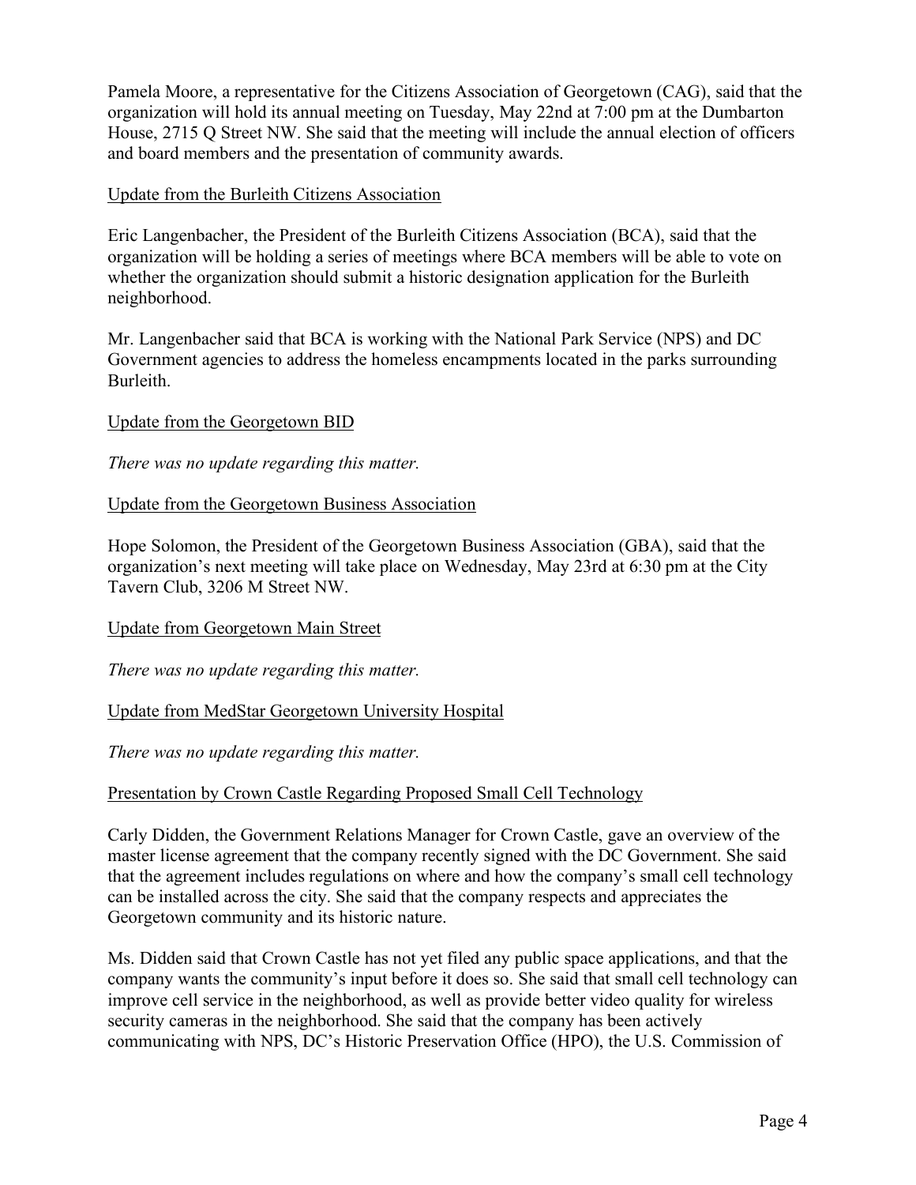Pamela Moore, a representative for the Citizens Association of Georgetown (CAG), said that the organization will hold its annual meeting on Tuesday, May 22nd at 7:00 pm at the Dumbarton House, 2715 Q Street NW. She said that the meeting will include the annual election of officers and board members and the presentation of community awards.

Update from the Burleith Citizens Association

Eric Langenbacher, the President of the Burleith Citizens Association (BCA), said that the organization will be holding a series of meetings where BCA members will be able to vote on whether the organization should submit a historic designation application for the Burleith neighborhood.

Mr. Langenbacher said that BCA is working with the National Park Service (NPS) and DC Government agencies to address the homeless encampments located in the parks surrounding Burleith.

Update from the Georgetown BID

*There was no update regarding this matter.*

Update from the Georgetown Business Association

Hope Solomon, the President of the Georgetown Business Association (GBA), said that the organization's next meeting will take place on Wednesday, May 23rd at 6:30 pm at the City Tavern Club, 3206 M Street NW.

Update from Georgetown Main Street

*There was no update regarding this matter.*

Update from MedStar Georgetown University Hospital

*There was no update regarding this matter.*

Presentation by Crown Castle Regarding Proposed Small Cell Technology

Carly Didden, the Government Relations Manager for Crown Castle, gave an overview of the master license agreement that the company recently signed with the DC Government. She said that the agreement includes regulations on where and how the company's small cell technology can be installed across the city. She said that the company respects and appreciates the Georgetown community and its historic nature.

Ms. Didden said that Crown Castle has not yet filed any public space applications, and that the company wants the community's input before it does so. She said that small cell technology can improve cell service in the neighborhood, as well as provide better video quality for wireless security cameras in the neighborhood. She said that the company has been actively communicating with NPS, DC's Historic Preservation Office (HPO), the U.S. Commission of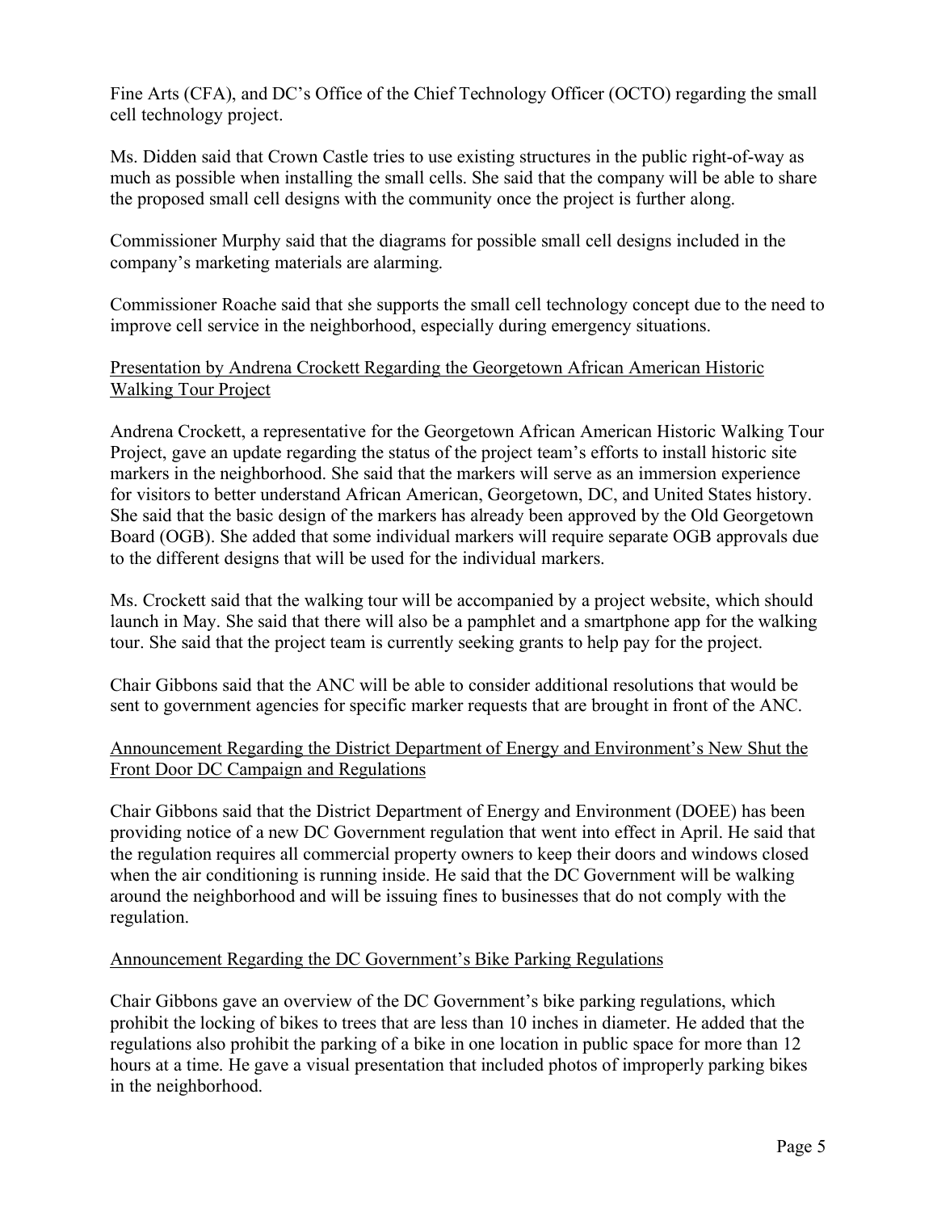Fine Arts (CFA), and DC's Office of the Chief Technology Officer (OCTO) regarding the small cell technology project.

Ms. Didden said that Crown Castle tries to use existing structures in the public right-of-way as much as possible when installing the small cells. She said that the company will be able to share the proposed small cell designs with the community once the project is further along.

Commissioner Murphy said that the diagrams for possible small cell designs included in the company's marketing materials are alarming.

Commissioner Roache said that she supports the small cell technology concept due to the need to improve cell service in the neighborhood, especially during emergency situations.

<u>Presentation by Andrena Crockett Regarding the Georgetown African American Historic Walking Tour Project</u>

Andrena Crockett, a representative for the Georgetown African American Historic Walking Tour Project, gave an update regarding the status of the project team's efforts to install historic site markers in the neighborhood. She said that the markers will serve as an immersion experience for visitors to better understand African American, Georgetown, DC, and United States history. She said that the basic design of the markers has already been approved by the Old Georgetown Board (OGB). She added that some individual markers will require separate OGB approvals due to the different designs that will be used for the individual markers.

Ms. Crockett said that the walking tour will be accompanied by a project website, which should launch in May. She said that there will also be a pamphlet and a smartphone app for the walking tour. She said that the project team is currently seeking grants to help pay for the project.

Chair Gibbons said that the ANC will be able to consider additional resolutions that would be sent to government agencies for specific marker requests that are brought in front of the ANC.

<u>Announcement Regarding the District Department of Energy and Environment's New Shut the Front Door DC Campaign and Regulations</u>

Chair Gibbons said that the District Department of Energy and Environment (DOEE) has been providing notice of a new DC Government regulation that went into effect in April. He said that the regulation requires all commercial property owners to keep their doors and windows closed when the air conditioning is running inside. He said that the DC Government will be walking around the neighborhood and will be issuing fines to businesses that do not comply with the regulation.

<u>Announcement Regarding the DC Government's Bike Parking Regulations</u>

Chair Gibbons gave an overview of the DC Government's bike parking regulations, which prohibit the locking of bikes to trees that are less than 10 inches in diameter. He added that the regulations also prohibit the parking of a bike in one location in public space for more than 12 hours at a time. He gave a visual presentation that included photos of improperly parking bikes in the neighborhood.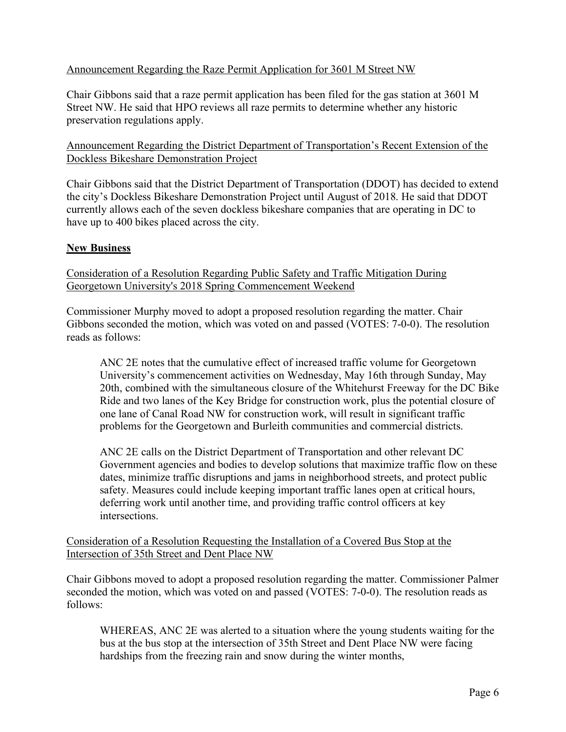Announcement Regarding the Raze Permit Application for 3601 M Street NW

Chair Gibbons said that a raze permit application has been filed for the gas station at 3601 M Street NW. He said that HPO reviews all raze permits to determine whether any historic preservation regulations apply.

Announcement Regarding the District Department of Transportation's Recent Extension of the Dockless Bikeshare Demonstration Project

Chair Gibbons said that the District Department of Transportation (DDOT) has decided to extend the city's Dockless Bikeshare Demonstration Project until August of 2018. He said that DDOT currently allows each of the seven dockless bikeshare companies that are operating in DC to have up to 400 bikes placed across the city.

## New Business

Consideration of a Resolution Regarding Public Safety and Traffic Mitigation During Georgetown University's 2018 Spring Commencement Weekend

Commissioner Murphy moved to adopt a proposed resolution regarding the matter. Chair Gibbons seconded the motion, which was voted on and passed (VOTES: 7-0-0). The resolution reads as follows:

> ANC 2E notes that the cumulative effect of increased traffic volume for Georgetown University's commencement activities on Wednesday, May 16th through Sunday, May 20th, combined with the simultaneous closure of the Whitehurst Freeway for the DC Bike Ride and two lanes of the Key Bridge for construction work, plus the potential closure of one lane of Canal Road NW for construction work, will result in significant traffic problems for the Georgetown and Burleith communities and commercial districts.
>
> ANC 2E calls on the District Department of Transportation and other relevant DC Government agencies and bodies to develop solutions that maximize traffic flow on these dates, minimize traffic disruptions and jams in neighborhood streets, and protect public safety. Measures could include keeping important traffic lanes open at critical hours, deferring work until another time, and providing traffic control officers at key intersections.

Consideration of a Resolution Requesting the Installation of a Covered Bus Stop at the Intersection of 35th Street and Dent Place NW

Chair Gibbons moved to adopt a proposed resolution regarding the matter. Commissioner Palmer seconded the motion, which was voted on and passed (VOTES: 7-0-0). The resolution reads as follows:

> WHEREAS, ANC 2E was alerted to a situation where the young students waiting for the bus at the bus stop at the intersection of 35th Street and Dent Place NW were facing hardships from the freezing rain and snow during the winter months,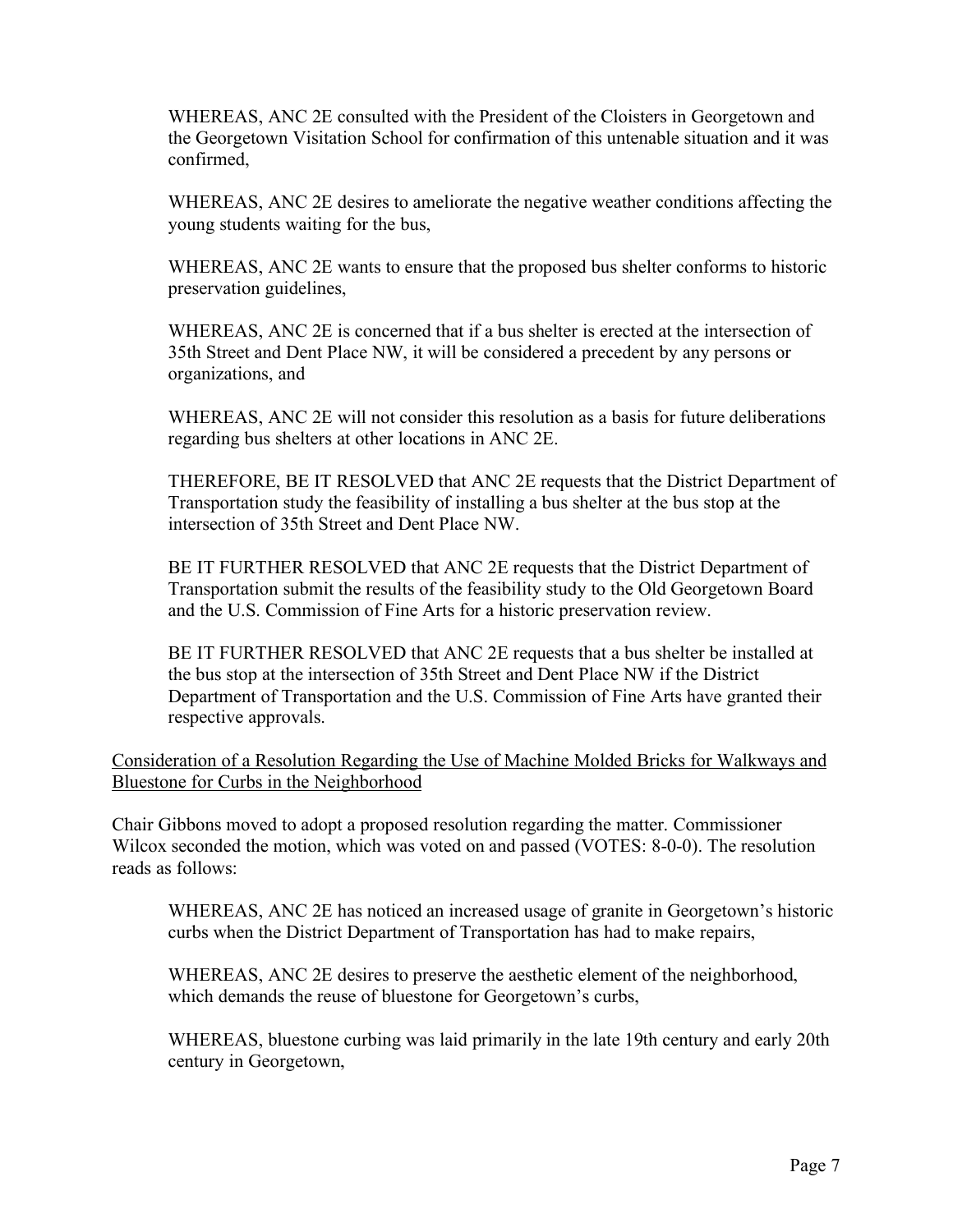WHEREAS, ANC 2E consulted with the President of the Cloisters in Georgetown and the Georgetown Visitation School for confirmation of this untenable situation and it was confirmed,

WHEREAS, ANC 2E desires to ameliorate the negative weather conditions affecting the young students waiting for the bus,

WHEREAS, ANC 2E wants to ensure that the proposed bus shelter conforms to historic preservation guidelines,

WHEREAS, ANC 2E is concerned that if a bus shelter is erected at the intersection of 35th Street and Dent Place NW, it will be considered a precedent by any persons or organizations, and

WHEREAS, ANC 2E will not consider this resolution as a basis for future deliberations regarding bus shelters at other locations in ANC 2E.

THEREFORE, BE IT RESOLVED that ANC 2E requests that the District Department of Transportation study the feasibility of installing a bus shelter at the bus stop at the intersection of 35th Street and Dent Place NW.

BE IT FURTHER RESOLVED that ANC 2E requests that the District Department of Transportation submit the results of the feasibility study to the Old Georgetown Board and the U.S. Commission of Fine Arts for a historic preservation review.

BE IT FURTHER RESOLVED that ANC 2E requests that a bus shelter be installed at the bus stop at the intersection of 35th Street and Dent Place NW if the District Department of Transportation and the U.S. Commission of Fine Arts have granted their respective approvals.

<u>Consideration of a Resolution Regarding the Use of Machine Molded Bricks for Walkways and Bluestone for Curbs in the Neighborhood</u>

Chair Gibbons moved to adopt a proposed resolution regarding the matter. Commissioner Wilcox seconded the motion, which was voted on and passed (VOTES: 8-0-0). The resolution reads as follows:

WHEREAS, ANC 2E has noticed an increased usage of granite in Georgetown's historic curbs when the District Department of Transportation has had to make repairs,

WHEREAS, ANC 2E desires to preserve the aesthetic element of the neighborhood, which demands the reuse of bluestone for Georgetown's curbs,

WHEREAS, bluestone curbing was laid primarily in the late 19th century and early 20th century in Georgetown,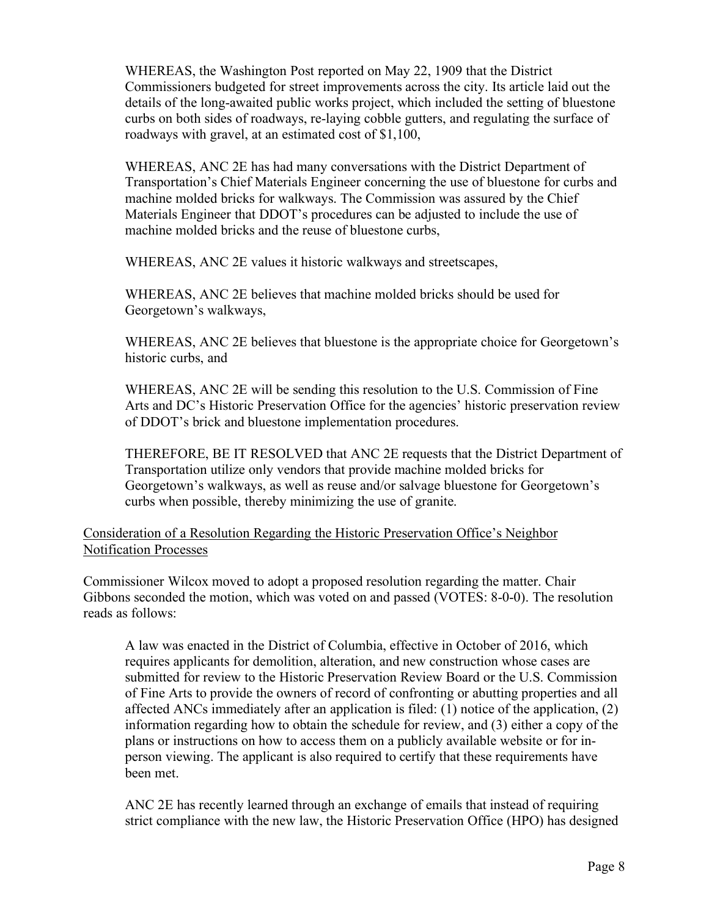WHEREAS, the Washington Post reported on May 22, 1909 that the District Commissioners budgeted for street improvements across the city. Its article laid out the details of the long-awaited public works project, which included the setting of bluestone curbs on both sides of roadways, re-laying cobble gutters, and regulating the surface of roadways with gravel, at an estimated cost of $1,100,

WHEREAS, ANC 2E has had many conversations with the District Department of Transportation's Chief Materials Engineer concerning the use of bluestone for curbs and machine molded bricks for walkways. The Commission was assured by the Chief Materials Engineer that DDOT's procedures can be adjusted to include the use of machine molded bricks and the reuse of bluestone curbs,

WHEREAS, ANC 2E values it historic walkways and streetscapes,

WHEREAS, ANC 2E believes that machine molded bricks should be used for Georgetown's walkways,

WHEREAS, ANC 2E believes that bluestone is the appropriate choice for Georgetown's historic curbs, and

WHEREAS, ANC 2E will be sending this resolution to the U.S. Commission of Fine Arts and DC's Historic Preservation Office for the agencies' historic preservation review of DDOT's brick and bluestone implementation procedures.

THEREFORE, BE IT RESOLVED that ANC 2E requests that the District Department of Transportation utilize only vendors that provide machine molded bricks for Georgetown's walkways, as well as reuse and/or salvage bluestone for Georgetown's curbs when possible, thereby minimizing the use of granite.

Consideration of a Resolution Regarding the Historic Preservation Office's Neighbor Notification Processes

Commissioner Wilcox moved to adopt a proposed resolution regarding the matter. Chair Gibbons seconded the motion, which was voted on and passed (VOTES: 8-0-0). The resolution reads as follows:

A law was enacted in the District of Columbia, effective in October of 2016, which requires applicants for demolition, alteration, and new construction whose cases are submitted for review to the Historic Preservation Review Board or the U.S. Commission of Fine Arts to provide the owners of record of confronting or abutting properties and all affected ANCs immediately after an application is filed: (1) notice of the application, (2) information regarding how to obtain the schedule for review, and (3) either a copy of the plans or instructions on how to access them on a publicly available website or for in-person viewing. The applicant is also required to certify that these requirements have been met.

ANC 2E has recently learned through an exchange of emails that instead of requiring strict compliance with the new law, the Historic Preservation Office (HPO) has designed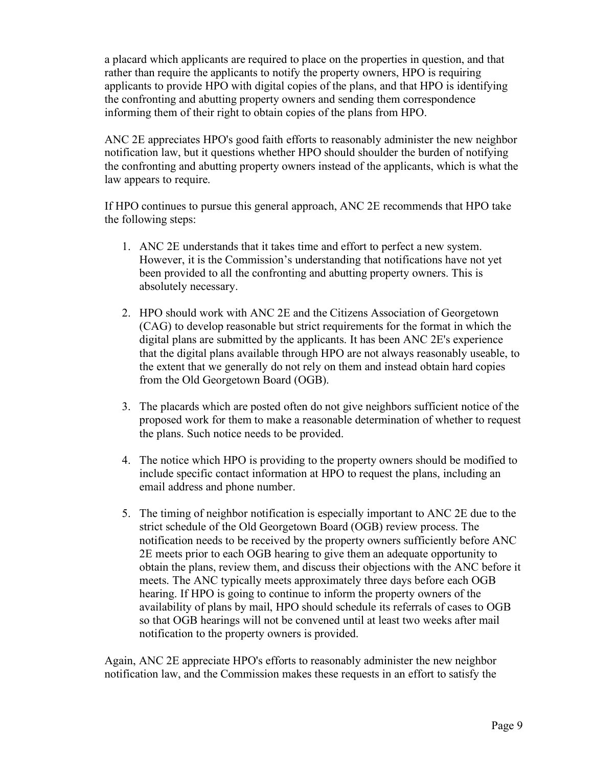a placard which applicants are required to place on the properties in question, and that rather than require the applicants to notify the property owners, HPO is requiring applicants to provide HPO with digital copies of the plans, and that HPO is identifying the confronting and abutting property owners and sending them correspondence informing them of their right to obtain copies of the plans from HPO.

ANC 2E appreciates HPO's good faith efforts to reasonably administer the new neighbor notification law, but it questions whether HPO should shoulder the burden of notifying the confronting and abutting property owners instead of the applicants, which is what the law appears to require.

If HPO continues to pursue this general approach, ANC 2E recommends that HPO take the following steps:

1. ANC 2E understands that it takes time and effort to perfect a new system. However, it is the Commission's understanding that notifications have not yet been provided to all the confronting and abutting property owners. This is absolutely necessary.

2. HPO should work with ANC 2E and the Citizens Association of Georgetown (CAG) to develop reasonable but strict requirements for the format in which the digital plans are submitted by the applicants. It has been ANC 2E's experience that the digital plans available through HPO are not always reasonably useable, to the extent that we generally do not rely on them and instead obtain hard copies from the Old Georgetown Board (OGB).

3. The placards which are posted often do not give neighbors sufficient notice of the proposed work for them to make a reasonable determination of whether to request the plans. Such notice needs to be provided.

4. The notice which HPO is providing to the property owners should be modified to include specific contact information at HPO to request the plans, including an email address and phone number.

5. The timing of neighbor notification is especially important to ANC 2E due to the strict schedule of the Old Georgetown Board (OGB) review process. The notification needs to be received by the property owners sufficiently before ANC 2E meets prior to each OGB hearing to give them an adequate opportunity to obtain the plans, review them, and discuss their objections with the ANC before it meets. The ANC typically meets approximately three days before each OGB hearing. If HPO is going to continue to inform the property owners of the availability of plans by mail, HPO should schedule its referrals of cases to OGB so that OGB hearings will not be convened until at least two weeks after mail notification to the property owners is provided.

Again, ANC 2E appreciate HPO's efforts to reasonably administer the new neighbor notification law, and the Commission makes these requests in an effort to satisfy the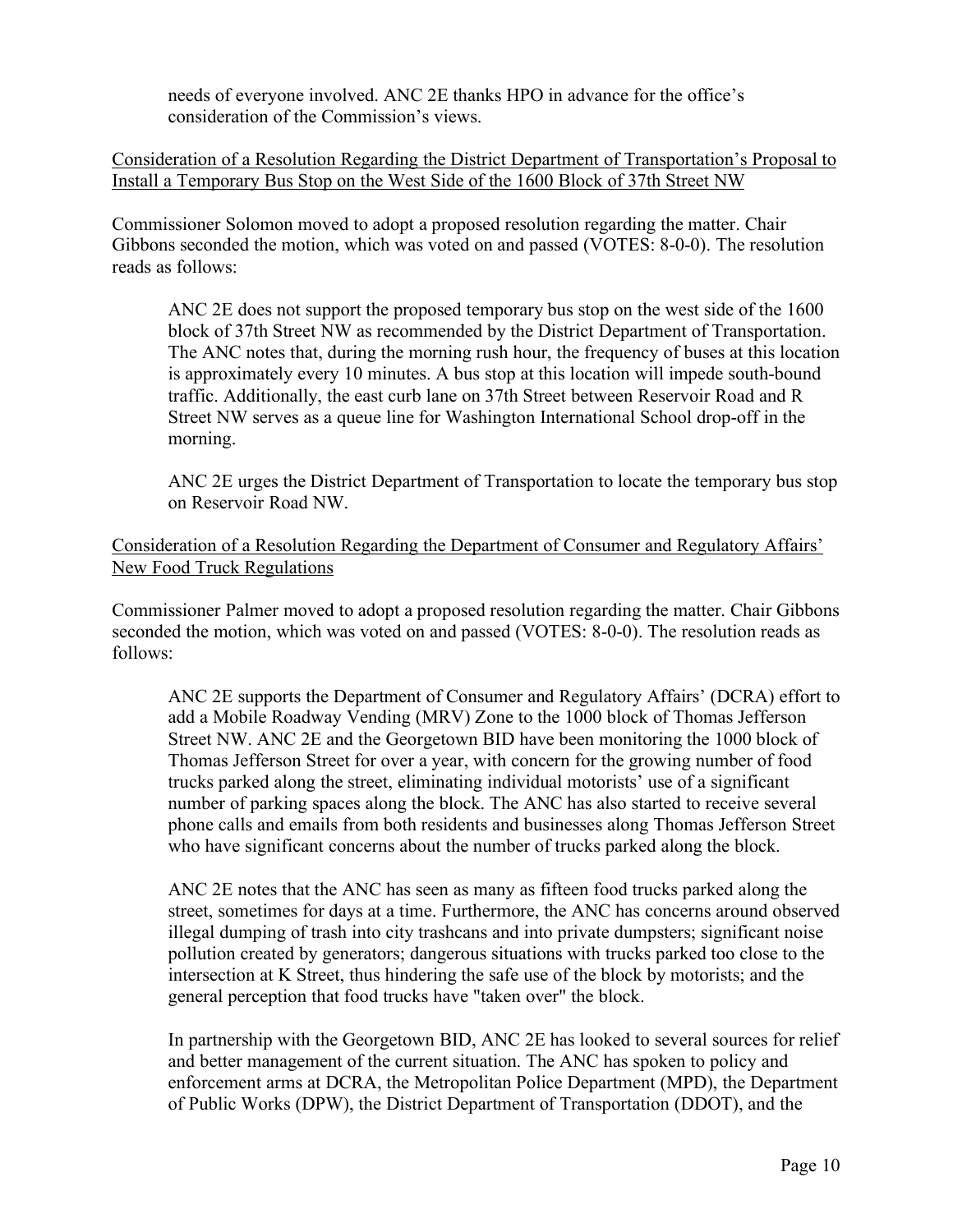needs of everyone involved. ANC 2E thanks HPO in advance for the office's consideration of the Commission's views.

<u>Consideration of a Resolution Regarding the District Department of Transportation's Proposal to Install a Temporary Bus Stop on the West Side of the 1600 Block of 37th Street NW</u>

Commissioner Solomon moved to adopt a proposed resolution regarding the matter. Chair Gibbons seconded the motion, which was voted on and passed (VOTES: 8-0-0). The resolution reads as follows:

> ANC 2E does not support the proposed temporary bus stop on the west side of the 1600 block of 37th Street NW as recommended by the District Department of Transportation. The ANC notes that, during the morning rush hour, the frequency of buses at this location is approximately every 10 minutes. A bus stop at this location will impede south-bound traffic. Additionally, the east curb lane on 37th Street between Reservoir Road and R Street NW serves as a queue line for Washington International School drop-off in the morning.
>
> ANC 2E urges the District Department of Transportation to locate the temporary bus stop on Reservoir Road NW.

<u>Consideration of a Resolution Regarding the Department of Consumer and Regulatory Affairs' New Food Truck Regulations</u>

Commissioner Palmer moved to adopt a proposed resolution regarding the matter. Chair Gibbons seconded the motion, which was voted on and passed (VOTES: 8-0-0). The resolution reads as follows:

> ANC 2E supports the Department of Consumer and Regulatory Affairs' (DCRA) effort to add a Mobile Roadway Vending (MRV) Zone to the 1000 block of Thomas Jefferson Street NW. ANC 2E and the Georgetown BID have been monitoring the 1000 block of Thomas Jefferson Street for over a year, with concern for the growing number of food trucks parked along the street, eliminating individual motorists' use of a significant number of parking spaces along the block. The ANC has also started to receive several phone calls and emails from both residents and businesses along Thomas Jefferson Street who have significant concerns about the number of trucks parked along the block.
>
> ANC 2E notes that the ANC has seen as many as fifteen food trucks parked along the street, sometimes for days at a time. Furthermore, the ANC has concerns around observed illegal dumping of trash into city trashcans and into private dumpsters; significant noise pollution created by generators; dangerous situations with trucks parked too close to the intersection at K Street, thus hindering the safe use of the block by motorists; and the general perception that food trucks have "taken over" the block.
>
> In partnership with the Georgetown BID, ANC 2E has looked to several sources for relief and better management of the current situation. The ANC has spoken to policy and enforcement arms at DCRA, the Metropolitan Police Department (MPD), the Department of Public Works (DPW), the District Department of Transportation (DDOT), and the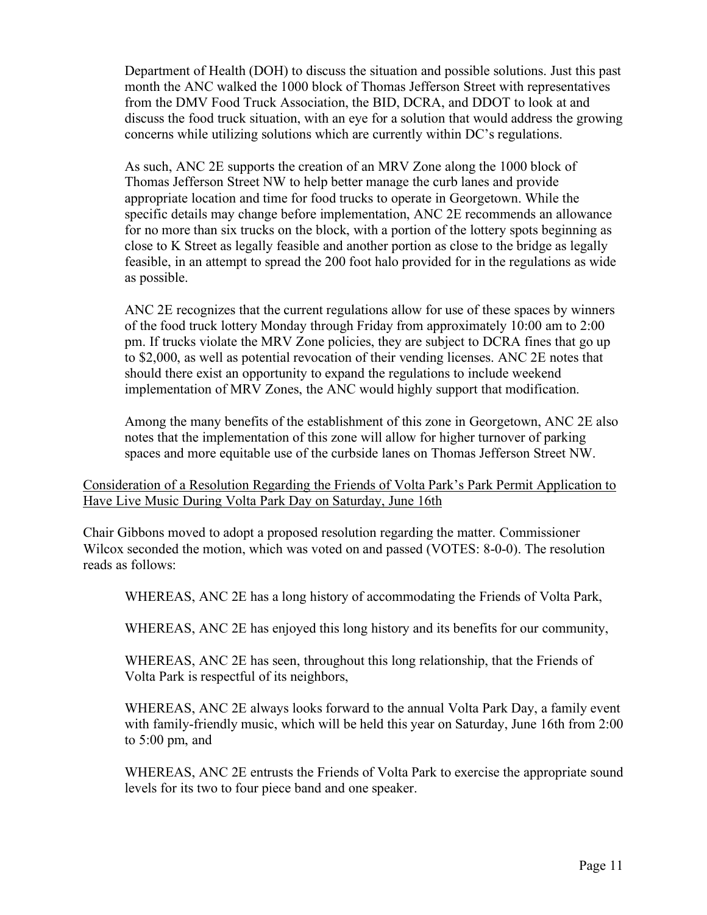Department of Health (DOH) to discuss the situation and possible solutions. Just this past month the ANC walked the 1000 block of Thomas Jefferson Street with representatives from the DMV Food Truck Association, the BID, DCRA, and DDOT to look at and discuss the food truck situation, with an eye for a solution that would address the growing concerns while utilizing solutions which are currently within DC's regulations.

As such, ANC 2E supports the creation of an MRV Zone along the 1000 block of Thomas Jefferson Street NW to help better manage the curb lanes and provide appropriate location and time for food trucks to operate in Georgetown. While the specific details may change before implementation, ANC 2E recommends an allowance for no more than six trucks on the block, with a portion of the lottery spots beginning as close to K Street as legally feasible and another portion as close to the bridge as legally feasible, in an attempt to spread the 200 foot halo provided for in the regulations as wide as possible.

ANC 2E recognizes that the current regulations allow for use of these spaces by winners of the food truck lottery Monday through Friday from approximately 10:00 am to 2:00 pm. If trucks violate the MRV Zone policies, they are subject to DCRA fines that go up to $2,000, as well as potential revocation of their vending licenses. ANC 2E notes that should there exist an opportunity to expand the regulations to include weekend implementation of MRV Zones, the ANC would highly support that modification.

Among the many benefits of the establishment of this zone in Georgetown, ANC 2E also notes that the implementation of this zone will allow for higher turnover of parking spaces and more equitable use of the curbside lanes on Thomas Jefferson Street NW.

Consideration of a Resolution Regarding the Friends of Volta Park's Park Permit Application to Have Live Music During Volta Park Day on Saturday, June 16th

Chair Gibbons moved to adopt a proposed resolution regarding the matter. Commissioner Wilcox seconded the motion, which was voted on and passed (VOTES: 8-0-0). The resolution reads as follows:

WHEREAS, ANC 2E has a long history of accommodating the Friends of Volta Park,

WHEREAS, ANC 2E has enjoyed this long history and its benefits for our community,

WHEREAS, ANC 2E has seen, throughout this long relationship, that the Friends of Volta Park is respectful of its neighbors,

WHEREAS, ANC 2E always looks forward to the annual Volta Park Day, a family event with family-friendly music, which will be held this year on Saturday, June 16th from 2:00 to 5:00 pm, and

WHEREAS, ANC 2E entrusts the Friends of Volta Park to exercise the appropriate sound levels for its two to four piece band and one speaker.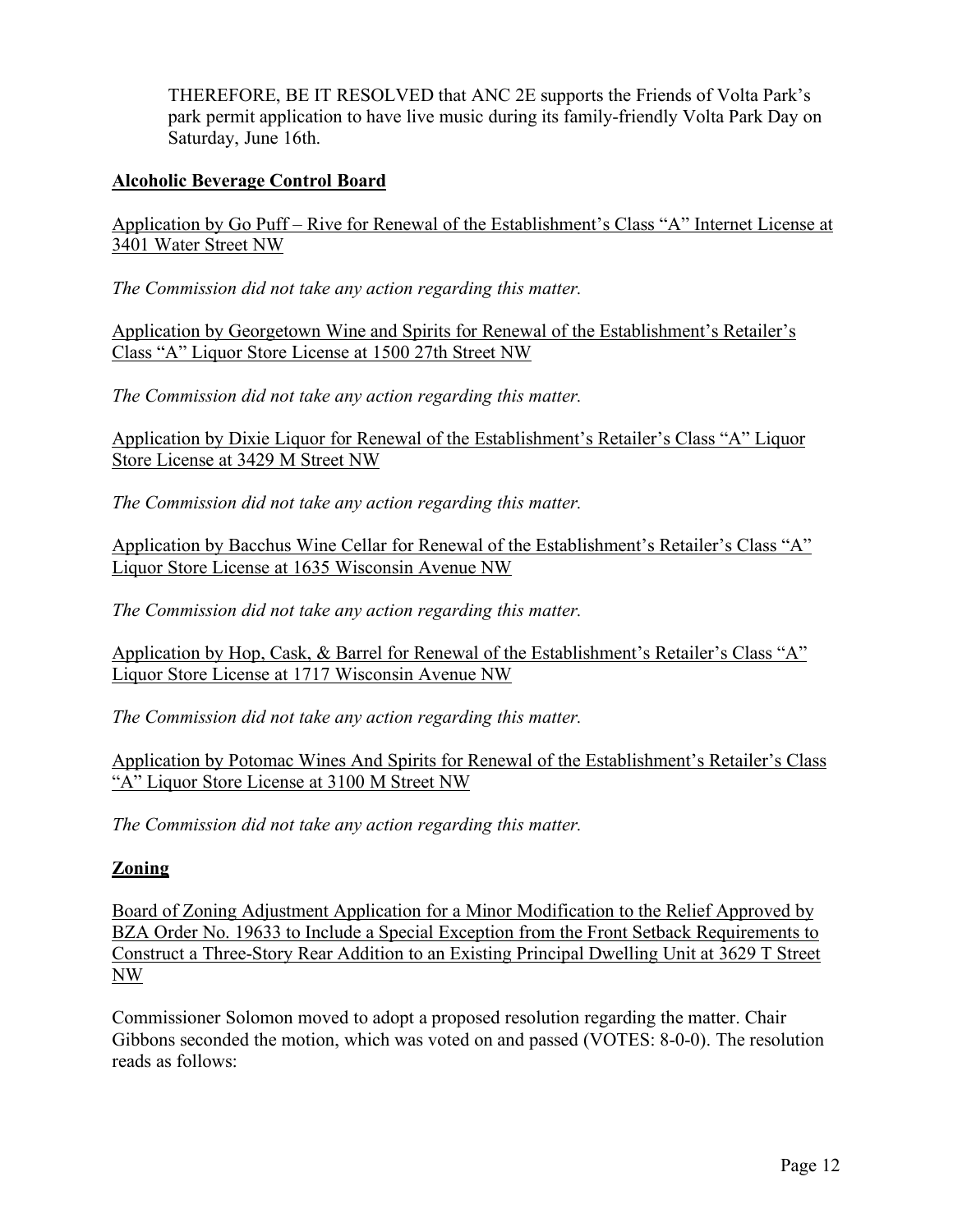THEREFORE, BE IT RESOLVED that ANC 2E supports the Friends of Volta Park's park permit application to have live music during its family-friendly Volta Park Day on Saturday, June 16th.

## Alcoholic Beverage Control Board

Application by Go Puff – Rive for Renewal of the Establishment's Class "A" Internet License at 3401 Water Street NW

*The Commission did not take any action regarding this matter.*

Application by Georgetown Wine and Spirits for Renewal of the Establishment's Retailer's Class "A" Liquor Store License at 1500 27th Street NW

*The Commission did not take any action regarding this matter.*

Application by Dixie Liquor for Renewal of the Establishment's Retailer's Class "A" Liquor Store License at 3429 M Street NW

*The Commission did not take any action regarding this matter.*

Application by Bacchus Wine Cellar for Renewal of the Establishment's Retailer's Class "A" Liquor Store License at 1635 Wisconsin Avenue NW

*The Commission did not take any action regarding this matter.*

Application by Hop, Cask, & Barrel for Renewal of the Establishment's Retailer's Class "A" Liquor Store License at 1717 Wisconsin Avenue NW

*The Commission did not take any action regarding this matter.*

Application by Potomac Wines And Spirits for Renewal of the Establishment's Retailer's Class "A" Liquor Store License at 3100 M Street NW

*The Commission did not take any action regarding this matter.*

## Zoning

Board of Zoning Adjustment Application for a Minor Modification to the Relief Approved by BZA Order No. 19633 to Include a Special Exception from the Front Setback Requirements to Construct a Three-Story Rear Addition to an Existing Principal Dwelling Unit at 3629 T Street NW

Commissioner Solomon moved to adopt a proposed resolution regarding the matter. Chair Gibbons seconded the motion, which was voted on and passed (VOTES: 8-0-0). The resolution reads as follows: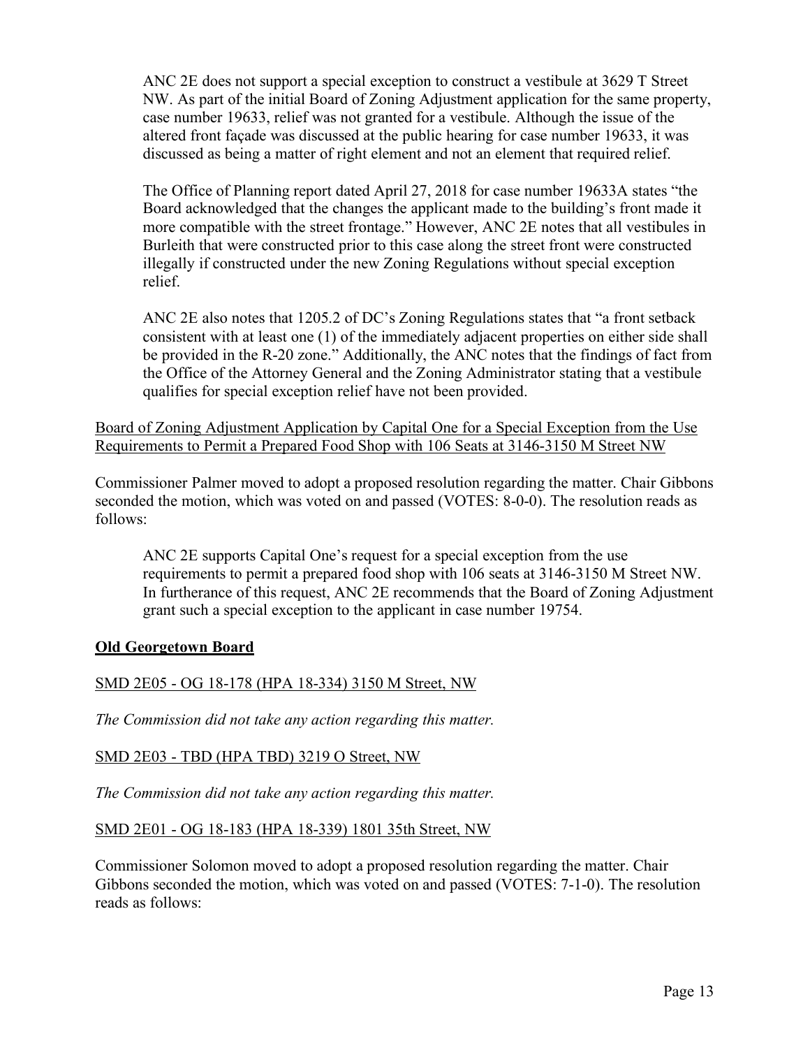ANC 2E does not support a special exception to construct a vestibule at 3629 T Street NW. As part of the initial Board of Zoning Adjustment application for the same property, case number 19633, relief was not granted for a vestibule. Although the issue of the altered front façade was discussed at the public hearing for case number 19633, it was discussed as being a matter of right element and not an element that required relief.

The Office of Planning report dated April 27, 2018 for case number 19633A states "the Board acknowledged that the changes the applicant made to the building's front made it more compatible with the street frontage." However, ANC 2E notes that all vestibules in Burleith that were constructed prior to this case along the street front were constructed illegally if constructed under the new Zoning Regulations without special exception relief.

ANC 2E also notes that 1205.2 of DC's Zoning Regulations states that "a front setback consistent with at least one (1) of the immediately adjacent properties on either side shall be provided in the R-20 zone." Additionally, the ANC notes that the findings of fact from the Office of the Attorney General and the Zoning Administrator stating that a vestibule qualifies for special exception relief have not been provided.

Board of Zoning Adjustment Application by Capital One for a Special Exception from the Use Requirements to Permit a Prepared Food Shop with 106 Seats at 3146-3150 M Street NW

Commissioner Palmer moved to adopt a proposed resolution regarding the matter. Chair Gibbons seconded the motion, which was voted on and passed (VOTES: 8-0-0). The resolution reads as follows:

ANC 2E supports Capital One's request for a special exception from the use requirements to permit a prepared food shop with 106 seats at 3146-3150 M Street NW. In furtherance of this request, ANC 2E recommends that the Board of Zoning Adjustment grant such a special exception to the applicant in case number 19754.

## Old Georgetown Board

SMD 2E05 - OG 18-178 (HPA 18-334) 3150 M Street, NW

*The Commission did not take any action regarding this matter.*

SMD 2E03 - TBD (HPA TBD) 3219 O Street, NW

*The Commission did not take any action regarding this matter.*

SMD 2E01 - OG 18-183 (HPA 18-339) 1801 35th Street, NW

Commissioner Solomon moved to adopt a proposed resolution regarding the matter. Chair Gibbons seconded the motion, which was voted on and passed (VOTES: 7-1-0). The resolution reads as follows: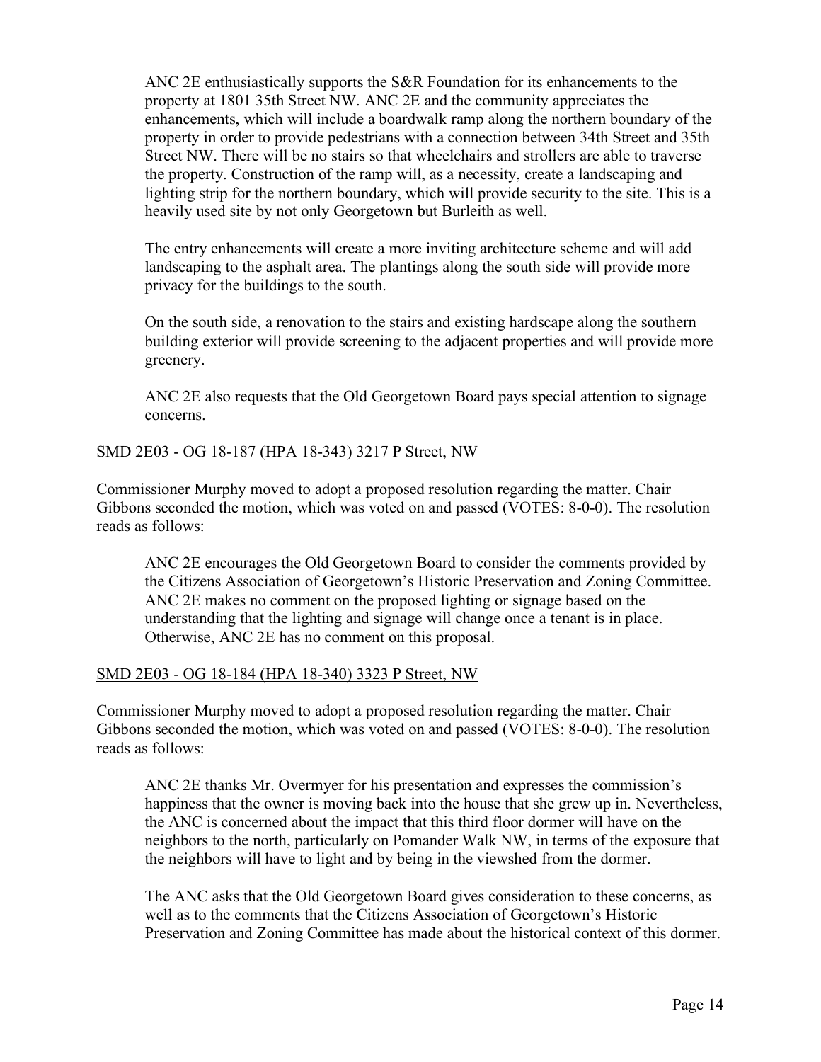ANC 2E enthusiastically supports the S&R Foundation for its enhancements to the property at 1801 35th Street NW. ANC 2E and the community appreciates the enhancements, which will include a boardwalk ramp along the northern boundary of the property in order to provide pedestrians with a connection between 34th Street and 35th Street NW. There will be no stairs so that wheelchairs and strollers are able to traverse the property. Construction of the ramp will, as a necessity, create a landscaping and lighting strip for the northern boundary, which will provide security to the site. This is a heavily used site by not only Georgetown but Burleith as well.

The entry enhancements will create a more inviting architecture scheme and will add landscaping to the asphalt area. The plantings along the south side will provide more privacy for the buildings to the south.

On the south side, a renovation to the stairs and existing hardscape along the southern building exterior will provide screening to the adjacent properties and will provide more greenery.

ANC 2E also requests that the Old Georgetown Board pays special attention to signage concerns.

<u>SMD 2E03 - OG 18-187 (HPA 18-343) 3217 P Street, NW</u>

Commissioner Murphy moved to adopt a proposed resolution regarding the matter. Chair Gibbons seconded the motion, which was voted on and passed (VOTES: 8-0-0). The resolution reads as follows:

> ANC 2E encourages the Old Georgetown Board to consider the comments provided by the Citizens Association of Georgetown's Historic Preservation and Zoning Committee. ANC 2E makes no comment on the proposed lighting or signage based on the understanding that the lighting and signage will change once a tenant is in place. Otherwise, ANC 2E has no comment on this proposal.

<u>SMD 2E03 - OG 18-184 (HPA 18-340) 3323 P Street, NW</u>

Commissioner Murphy moved to adopt a proposed resolution regarding the matter. Chair Gibbons seconded the motion, which was voted on and passed (VOTES: 8-0-0). The resolution reads as follows:

> ANC 2E thanks Mr. Overmyer for his presentation and expresses the commission's happiness that the owner is moving back into the house that she grew up in. Nevertheless, the ANC is concerned about the impact that this third floor dormer will have on the neighbors to the north, particularly on Pomander Walk NW, in terms of the exposure that the neighbors will have to light and by being in the viewshed from the dormer.
>
> The ANC asks that the Old Georgetown Board gives consideration to these concerns, as well as to the comments that the Citizens Association of Georgetown's Historic Preservation and Zoning Committee has made about the historical context of this dormer.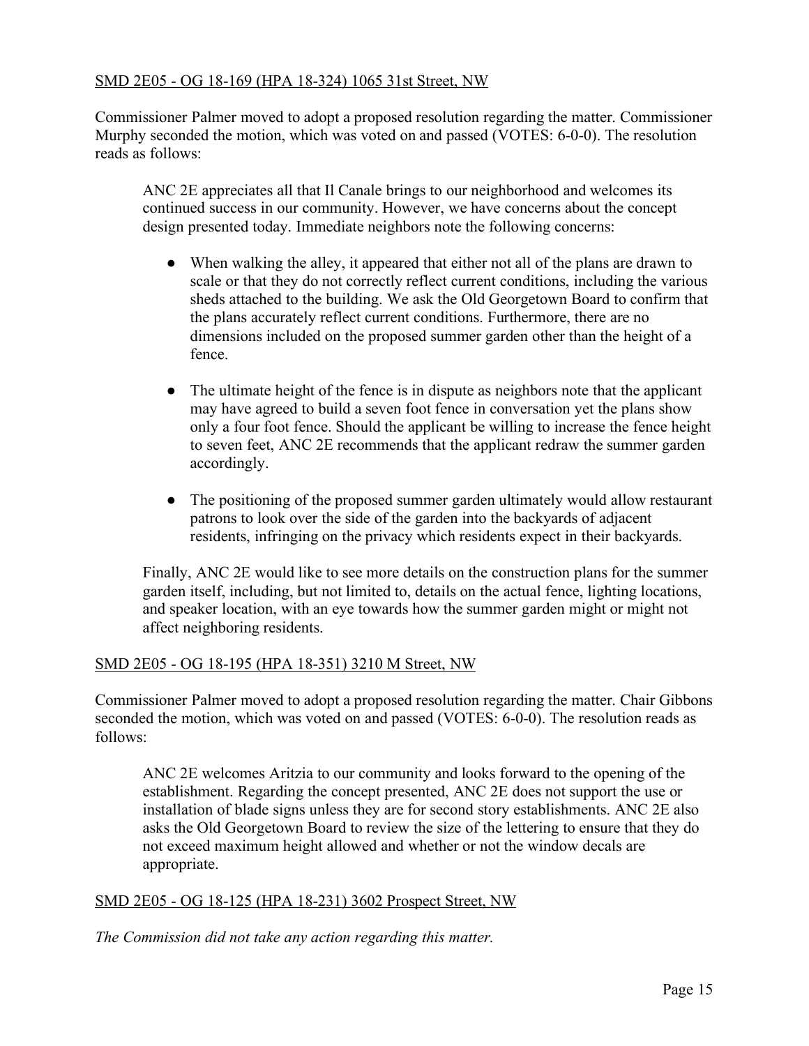SMD 2E05 - OG 18-169 (HPA 18-324) 1065 31st Street, NW

Commissioner Palmer moved to adopt a proposed resolution regarding the matter. Commissioner Murphy seconded the motion, which was voted on and passed (VOTES: 6-0-0). The resolution reads as follows:

> ANC 2E appreciates all that Il Canale brings to our neighborhood and welcomes its continued success in our community. However, we have concerns about the concept design presented today. Immediate neighbors note the following concerns:
>
> - When walking the alley, it appeared that either not all of the plans are drawn to scale or that they do not correctly reflect current conditions, including the various sheds attached to the building. We ask the Old Georgetown Board to confirm that the plans accurately reflect current conditions. Furthermore, there are no dimensions included on the proposed summer garden other than the height of a fence.
>
> - The ultimate height of the fence is in dispute as neighbors note that the applicant may have agreed to build a seven foot fence in conversation yet the plans show only a four foot fence. Should the applicant be willing to increase the fence height to seven feet, ANC 2E recommends that the applicant redraw the summer garden accordingly.
>
> - The positioning of the proposed summer garden ultimately would allow restaurant patrons to look over the side of the garden into the backyards of adjacent residents, infringing on the privacy which residents expect in their backyards.
>
> Finally, ANC 2E would like to see more details on the construction plans for the summer garden itself, including, but not limited to, details on the actual fence, lighting locations, and speaker location, with an eye towards how the summer garden might or might not affect neighboring residents.

SMD 2E05 - OG 18-195 (HPA 18-351) 3210 M Street, NW

Commissioner Palmer moved to adopt a proposed resolution regarding the matter. Chair Gibbons seconded the motion, which was voted on and passed (VOTES: 6-0-0). The resolution reads as follows:

> ANC 2E welcomes Aritzia to our community and looks forward to the opening of the establishment. Regarding the concept presented, ANC 2E does not support the use or installation of blade signs unless they are for second story establishments. ANC 2E also asks the Old Georgetown Board to review the size of the lettering to ensure that they do not exceed maximum height allowed and whether or not the window decals are appropriate.

SMD 2E05 - OG 18-125 (HPA 18-231) 3602 Prospect Street, NW

*The Commission did not take any action regarding this matter.*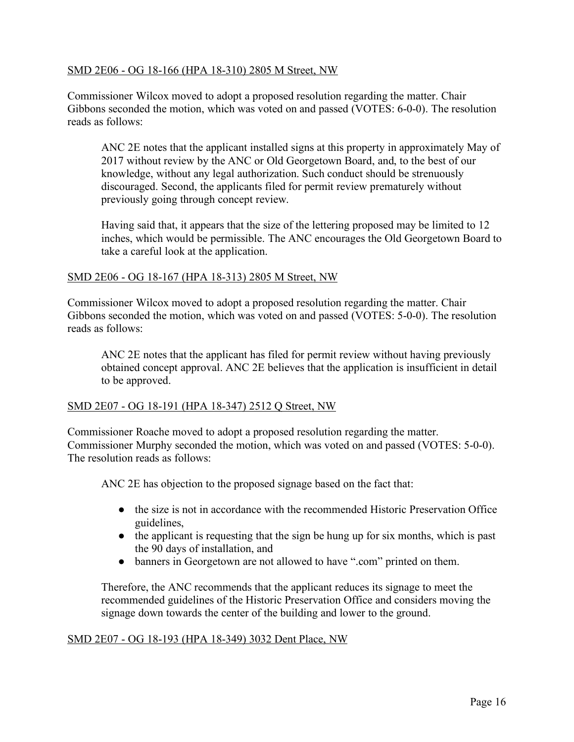SMD 2E06 - OG 18-166 (HPA 18-310) 2805 M Street, NW

Commissioner Wilcox moved to adopt a proposed resolution regarding the matter. Chair Gibbons seconded the motion, which was voted on and passed (VOTES: 6-0-0). The resolution reads as follows:

> ANC 2E notes that the applicant installed signs at this property in approximately May of 2017 without review by the ANC or Old Georgetown Board, and, to the best of our knowledge, without any legal authorization. Such conduct should be strenuously discouraged. Second, the applicants filed for permit review prematurely without previously going through concept review.
>
> Having said that, it appears that the size of the lettering proposed may be limited to 12 inches, which would be permissible. The ANC encourages the Old Georgetown Board to take a careful look at the application.

SMD 2E06 - OG 18-167 (HPA 18-313) 2805 M Street, NW

Commissioner Wilcox moved to adopt a proposed resolution regarding the matter. Chair Gibbons seconded the motion, which was voted on and passed (VOTES: 5-0-0). The resolution reads as follows:

> ANC 2E notes that the applicant has filed for permit review without having previously obtained concept approval. ANC 2E believes that the application is insufficient in detail to be approved.

SMD 2E07 - OG 18-191 (HPA 18-347) 2512 Q Street, NW

Commissioner Roache moved to adopt a proposed resolution regarding the matter. Commissioner Murphy seconded the motion, which was voted on and passed (VOTES: 5-0-0). The resolution reads as follows:

> ANC 2E has objection to the proposed signage based on the fact that:
>
> - the size is not in accordance with the recommended Historic Preservation Office guidelines,
> - the applicant is requesting that the sign be hung up for six months, which is past the 90 days of installation, and
> - banners in Georgetown are not allowed to have ".com" printed on them.
>
> Therefore, the ANC recommends that the applicant reduces its signage to meet the recommended guidelines of the Historic Preservation Office and considers moving the signage down towards the center of the building and lower to the ground.

SMD 2E07 - OG 18-193 (HPA 18-349) 3032 Dent Place, NW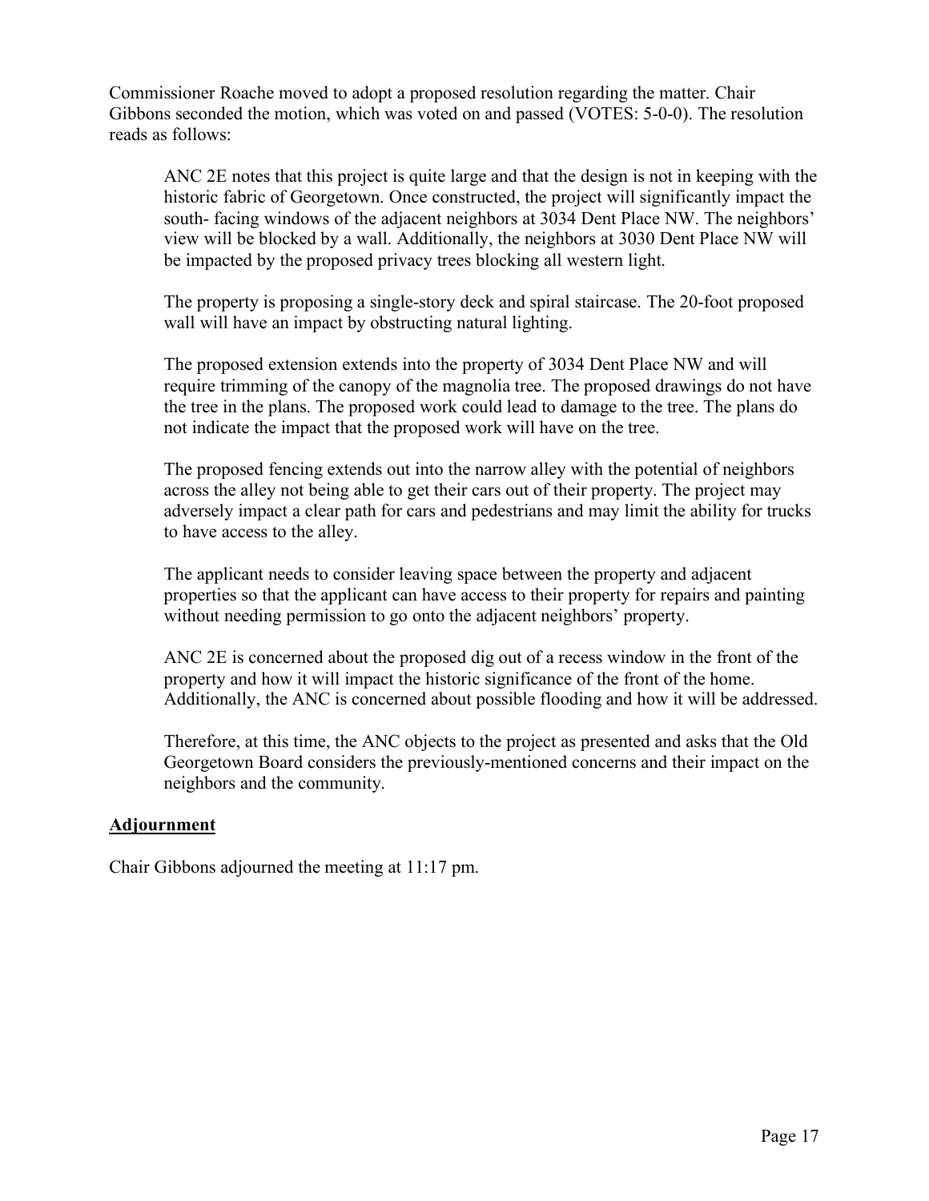Commissioner Roache moved to adopt a proposed resolution regarding the matter. Chair Gibbons seconded the motion, which was voted on and passed (VOTES: 5-0-0). The resolution reads as follows:

> ANC 2E notes that this project is quite large and that the design is not in keeping with the historic fabric of Georgetown. Once constructed, the project will significantly impact the south- facing windows of the adjacent neighbors at 3034 Dent Place NW. The neighbors' view will be blocked by a wall. Additionally, the neighbors at 3030 Dent Place NW will be impacted by the proposed privacy trees blocking all western light.
>
> The property is proposing a single-story deck and spiral staircase. The 20-foot proposed wall will have an impact by obstructing natural lighting.
>
> The proposed extension extends into the property of 3034 Dent Place NW and will require trimming of the canopy of the magnolia tree. The proposed drawings do not have the tree in the plans. The proposed work could lead to damage to the tree. The plans do not indicate the impact that the proposed work will have on the tree.
>
> The proposed fencing extends out into the narrow alley with the potential of neighbors across the alley not being able to get their cars out of their property. The project may adversely impact a clear path for cars and pedestrians and may limit the ability for trucks to have access to the alley.
>
> The applicant needs to consider leaving space between the property and adjacent properties so that the applicant can have access to their property for repairs and painting without needing permission to go onto the adjacent neighbors' property.
>
> ANC 2E is concerned about the proposed dig out of a recess window in the front of the property and how it will impact the historic significance of the front of the home. Additionally, the ANC is concerned about possible flooding and how it will be addressed.
>
> Therefore, at this time, the ANC objects to the project as presented and asks that the Old Georgetown Board considers the previously-mentioned concerns and their impact on the neighbors and the community.

## Adjournment

Chair Gibbons adjourned the meeting at 11:17 pm.